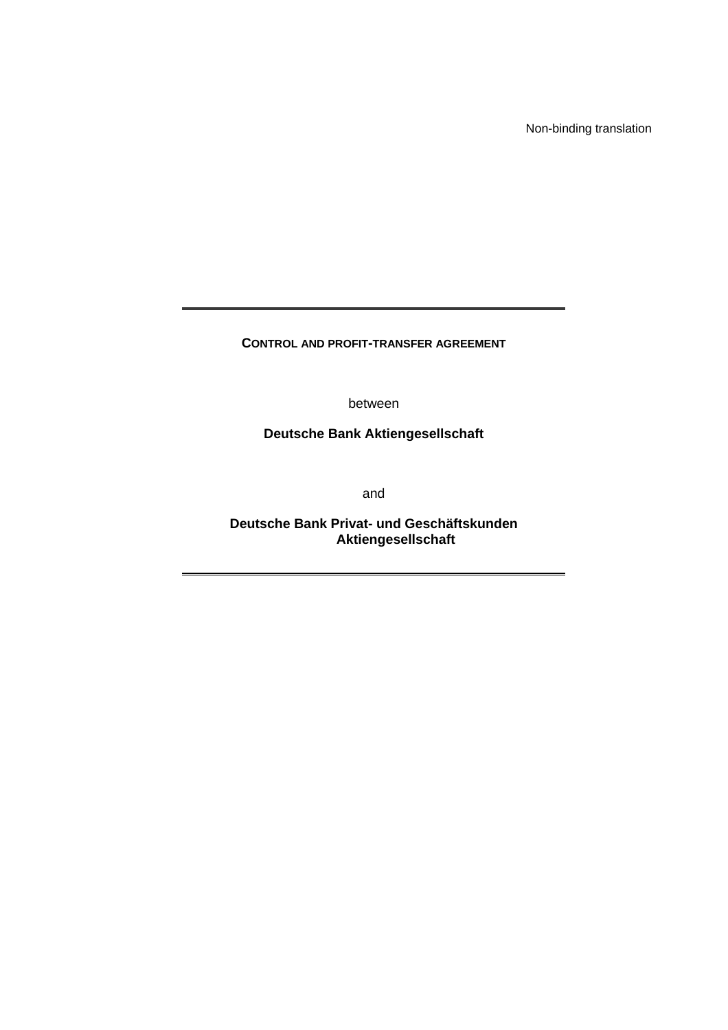Non-binding translation

---

# CONTROL AND PROFIT-TRANSFER AGREEMENT

between

**Deutsche Bank Aktiengesellschaft**

and

**Deutsche Bank Privat- und Geschäftskunden Aktiengesellschaft**

---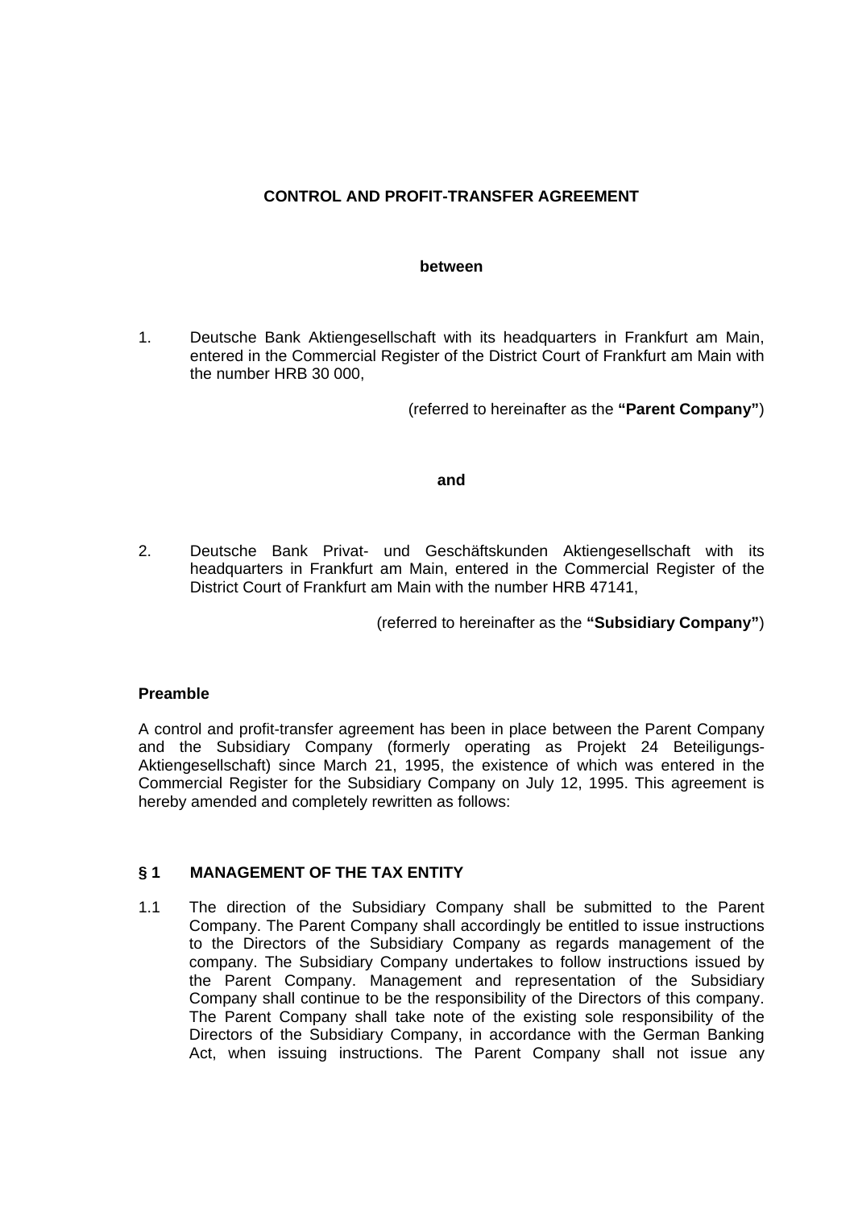**CONTROL AND PROFIT-TRANSFER AGREEMENT**

**between**

1. Deutsche Bank Aktiengesellschaft with its headquarters in Frankfurt am Main, entered in the Commercial Register of the District Court of Frankfurt am Main with the number HRB 30 000,

(referred to hereinafter as the **"Parent Company"**)

**and**

2. Deutsche Bank Privat- und Geschäftskunden Aktiengesellschaft with its headquarters in Frankfurt am Main, entered in the Commercial Register of the District Court of Frankfurt am Main with the number HRB 47141,

(referred to hereinafter as the **"Subsidiary Company"**)

**Preamble**

A control and profit-transfer agreement has been in place between the Parent Company and the Subsidiary Company (formerly operating as Projekt 24 Beteiligungs-Aktiengesellschaft) since March 21, 1995, the existence of which was entered in the Commercial Register for the Subsidiary Company on July 12, 1995. This agreement is hereby amended and completely rewritten as follows:

**§ 1 MANAGEMENT OF THE TAX ENTITY**

1.1 The direction of the Subsidiary Company shall be submitted to the Parent Company. The Parent Company shall accordingly be entitled to issue instructions to the Directors of the Subsidiary Company as regards management of the company. The Subsidiary Company undertakes to follow instructions issued by the Parent Company. Management and representation of the Subsidiary Company shall continue to be the responsibility of the Directors of this company. The Parent Company shall take note of the existing sole responsibility of the Directors of the Subsidiary Company, in accordance with the German Banking Act, when issuing instructions. The Parent Company shall not issue any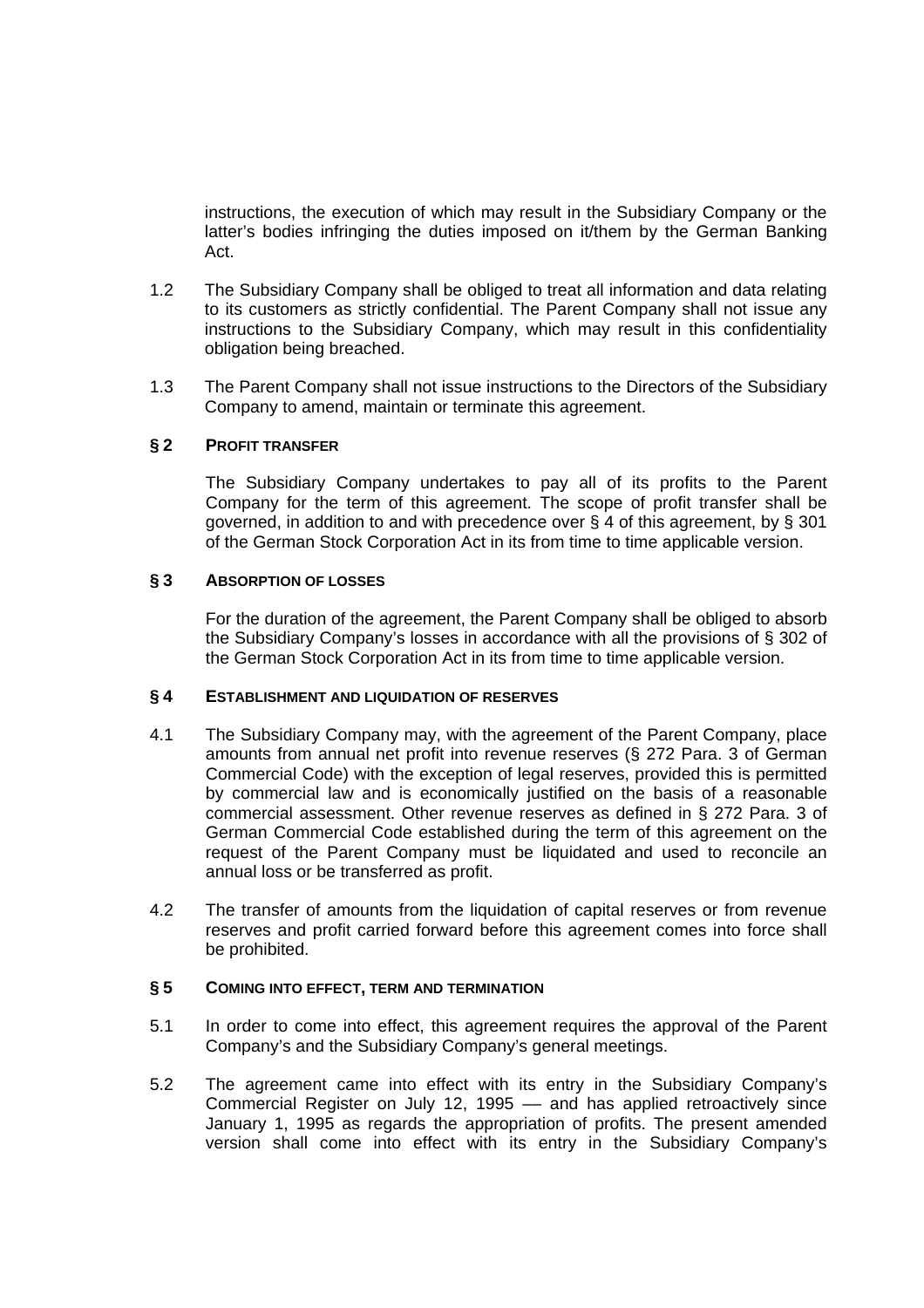instructions, the execution of which may result in the Subsidiary Company or the latter's bodies infringing the duties imposed on it/them by the German Banking Act.

1.2 The Subsidiary Company shall be obliged to treat all information and data relating to its customers as strictly confidential. The Parent Company shall not issue any instructions to the Subsidiary Company, which may result in this confidentiality obligation being breached.

1.3 The Parent Company shall not issue instructions to the Directors of the Subsidiary Company to amend, maintain or terminate this agreement.

## § 2 PROFIT TRANSFER

The Subsidiary Company undertakes to pay all of its profits to the Parent Company for the term of this agreement. The scope of profit transfer shall be governed, in addition to and with precedence over § 4 of this agreement, by § 301 of the German Stock Corporation Act in its from time to time applicable version.

## § 3 ABSORPTION OF LOSSES

For the duration of the agreement, the Parent Company shall be obliged to absorb the Subsidiary Company's losses in accordance with all the provisions of § 302 of the German Stock Corporation Act in its from time to time applicable version.

## § 4 ESTABLISHMENT AND LIQUIDATION OF RESERVES

4.1 The Subsidiary Company may, with the agreement of the Parent Company, place amounts from annual net profit into revenue reserves (§ 272 Para. 3 of German Commercial Code) with the exception of legal reserves, provided this is permitted by commercial law and is economically justified on the basis of a reasonable commercial assessment. Other revenue reserves as defined in § 272 Para. 3 of German Commercial Code established during the term of this agreement on the request of the Parent Company must be liquidated and used to reconcile an annual loss or be transferred as profit.

4.2 The transfer of amounts from the liquidation of capital reserves or from revenue reserves and profit carried forward before this agreement comes into force shall be prohibited.

## § 5 COMING INTO EFFECT, TERM AND TERMINATION

5.1 In order to come into effect, this agreement requires the approval of the Parent Company's and the Subsidiary Company's general meetings.

5.2 The agreement came into effect with its entry in the Subsidiary Company's Commercial Register on July 12, 1995 — and has applied retroactively since January 1, 1995 as regards the appropriation of profits. The present amended version shall come into effect with its entry in the Subsidiary Company's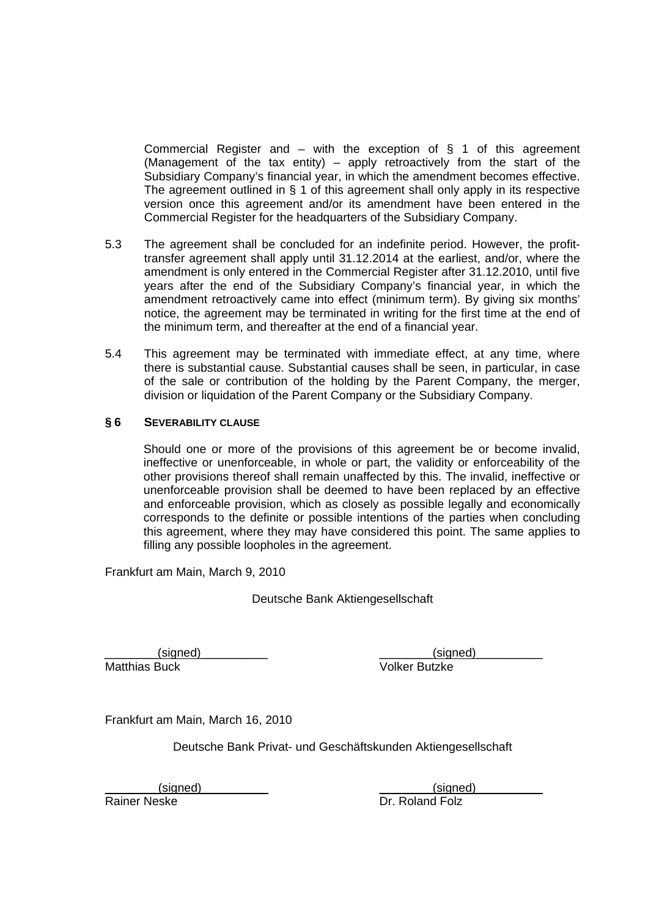Commercial Register and – with the exception of § 1 of this agreement (Management of the tax entity) – apply retroactively from the start of the Subsidiary Company's financial year, in which the amendment becomes effective. The agreement outlined in § 1 of this agreement shall only apply in its respective version once this agreement and/or its amendment have been entered in the Commercial Register for the headquarters of the Subsidiary Company.

5.3 The agreement shall be concluded for an indefinite period. However, the profit-transfer agreement shall apply until 31.12.2014 at the earliest, and/or, where the amendment is only entered in the Commercial Register after 31.12.2010, until five years after the end of the Subsidiary Company's financial year, in which the amendment retroactively came into effect (minimum term). By giving six months' notice, the agreement may be terminated in writing for the first time at the end of the minimum term, and thereafter at the end of a financial year.

5.4 This agreement may be terminated with immediate effect, at any time, where there is substantial cause. Substantial causes shall be seen, in particular, in case of the sale or contribution of the holding by the Parent Company, the merger, division or liquidation of the Parent Company or the Subsidiary Company.

**§ 6 SEVERABILITY CLAUSE**

Should one or more of the provisions of this agreement be or become invalid, ineffective or unenforceable, in whole or part, the validity or enforceability of the other provisions thereof shall remain unaffected by this. The invalid, ineffective or unenforceable provision shall be deemed to have been replaced by an effective and enforceable provision, which as closely as possible legally and economically corresponds to the definite or possible intentions of the parties when concluding this agreement, where they may have considered this point. The same applies to filling any possible loopholes in the agreement.

Frankfurt am Main, March 9, 2010

Deutsche Bank Aktiengesellschaft

(signed) (signed)
Matthias Buck Volker Butzke

Frankfurt am Main, March 16, 2010

Deutsche Bank Privat- und Geschäftskunden Aktiengesellschaft

(signed) (signed)
Rainer Neske Dr. Roland Folz